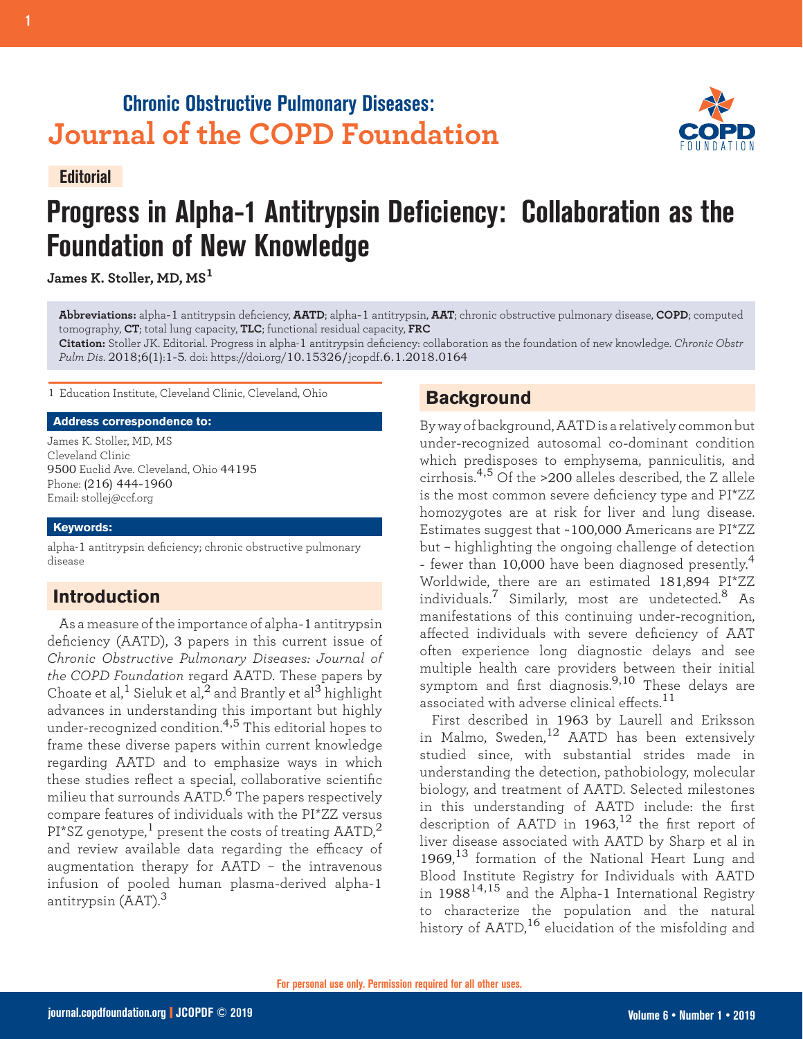Chronic Obstructive Pulmonary Diseases:

Journal of the COPD Foundation

Editorial

# Progress in Alpha-1 Antitrypsin Deficiency: Collaboration as the Foundation of New Knowledge

**James K. Stoller, MD, MS**[1]

**Abbreviations:** alpha-1 antitrypsin deficiency, **AATD**; alpha-1 antitrypsin, **AAT**; chronic obstructive pulmonary disease, **COPD**; computed tomography, **CT**; total lung capacity, **TLC**; functional residual capacity, **FRC**

**Citation:** Stoller JK. Editorial. Progress in alpha-1 antitrypsin deficiency: collaboration as the foundation of new knowledge. *Chronic Obstr Pulm Dis.* 2018;6(1):1-5. doi: https://doi.org/10.15326/jcopdf.6.1.2018.0164

1 Education Institute, Cleveland Clinic, Cleveland, Ohio

**Address correspondence to:**

James K. Stoller, MD, MS
Cleveland Clinic
9500 Euclid Ave. Cleveland, Ohio 44195
Phone: (216) 444-1960
Email: stollej@ccf.org

**Keywords:**

alpha-1 antitrypsin deficiency; chronic obstructive pulmonary disease

## Introduction

As a measure of the importance of alpha-1 antitrypsin deficiency (AATD), 3 papers in this current issue of *Chronic Obstructive Pulmonary Diseases: Journal of the COPD Foundation* regard AATD. These papers by Choate et al,[1] Sieluk et al,[2] and Brantly et al[3] highlight advances in understanding this important but highly under-recognized condition.[4,5] This editorial hopes to frame these diverse papers within current knowledge regarding AATD and to emphasize ways in which these studies reflect a special, collaborative scientific milieu that surrounds AATD.[6] The papers respectively compare features of individuals with the PI*ZZ versus PI*SZ genotype,[1] present the costs of treating AATD,[2] and review available data regarding the efficacy of augmentation therapy for AATD – the intravenous infusion of pooled human plasma-derived alpha-1 antitrypsin (AAT).[3]

## Background

By way of background, AATD is a relatively common but under-recognized autosomal co-dominant condition which predisposes to emphysema, panniculitis, and cirrhosis.[4,5] Of the >200 alleles described, the Z allele is the most common severe deficiency type and PI*ZZ homozygotes are at risk for liver and lung disease. Estimates suggest that ~100,000 Americans are PI*ZZ but – highlighting the ongoing challenge of detection - fewer than 10,000 have been diagnosed presently.[4] Worldwide, there are an estimated 181,894 PI*ZZ individuals.[7] Similarly, most are undetected.[8] As manifestations of this continuing under-recognition, affected individuals with severe deficiency of AAT often experience long diagnostic delays and see multiple health care providers between their initial symptom and first diagnosis.[9,10] These delays are associated with adverse clinical effects.[11]

First described in 1963 by Laurell and Eriksson in Malmo, Sweden,[12] AATD has been extensively studied since, with substantial strides made in understanding the detection, pathobiology, molecular biology, and treatment of AATD. Selected milestones in this understanding of AATD include: the first description of AATD in 1963,[12] the first report of liver disease associated with AATD by Sharp et al in 1969,[13] formation of the National Heart Lung and Blood Institute Registry for Individuals with AATD in 1988[14,15] and the Alpha-1 International Registry to characterize the population and the natural history of AATD,[16] elucidation of the misfolding and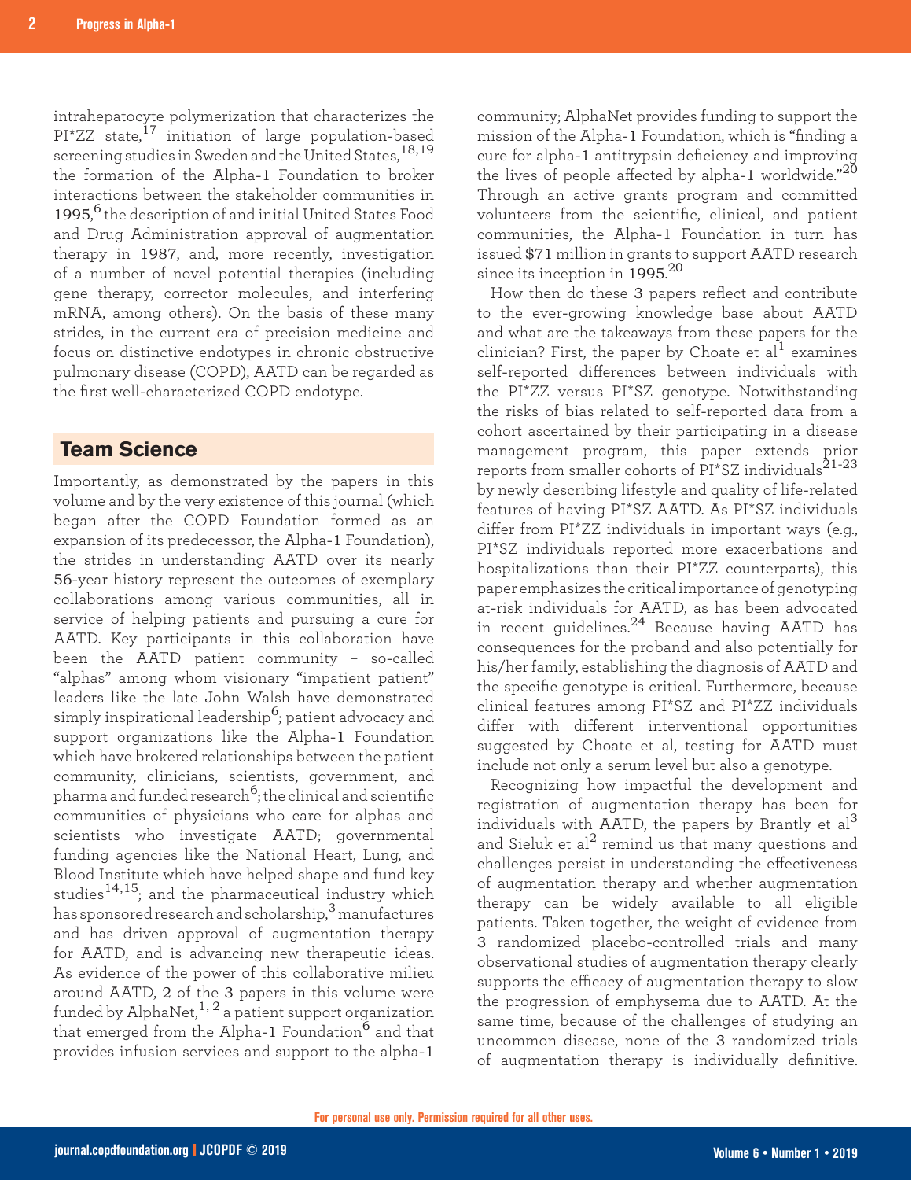intrahepatocyte polymerization that characterizes the PI*ZZ state,[17] initiation of large population-based screening studies in Sweden and the United States,[18,19] the formation of the Alpha-1 Foundation to broker interactions between the stakeholder communities in 1995,[6] the description of and initial United States Food and Drug Administration approval of augmentation therapy in 1987, and, more recently, investigation of a number of novel potential therapies (including gene therapy, corrector molecules, and interfering mRNA, among others). On the basis of these many strides, in the current era of precision medicine and focus on distinctive endotypes in chronic obstructive pulmonary disease (COPD), AATD can be regarded as the first well-characterized COPD endotype.

## Team Science

Importantly, as demonstrated by the papers in this volume and by the very existence of this journal (which began after the COPD Foundation formed as an expansion of its predecessor, the Alpha-1 Foundation), the strides in understanding AATD over its nearly 56-year history represent the outcomes of exemplary collaborations among various communities, all in service of helping patients and pursuing a cure for AATD. Key participants in this collaboration have been the AATD patient community – so-called "alphas" among whom visionary "impatient patient" leaders like the late John Walsh have demonstrated simply inspirational leadership[6]; patient advocacy and support organizations like the Alpha-1 Foundation which have brokered relationships between the patient community, clinicians, scientists, government, and pharma and funded research[6]; the clinical and scientific communities of physicians who care for alphas and scientists who investigate AATD; governmental funding agencies like the National Heart, Lung, and Blood Institute which have helped shape and fund key studies[14,15]; and the pharmaceutical industry which has sponsored research and scholarship,[3] manufactures and has driven approval of augmentation therapy for AATD, and is advancing new therapeutic ideas. As evidence of the power of this collaborative milieu around AATD, 2 of the 3 papers in this volume were funded by AlphaNet,[1,2] a patient support organization that emerged from the Alpha-1 Foundation[6] and that provides infusion services and support to the alpha-1 community; AlphaNet provides funding to support the mission of the Alpha-1 Foundation, which is "finding a cure for alpha-1 antitrypsin deficiency and improving the lives of people affected by alpha-1 worldwide."[20] Through an active grants program and committed volunteers from the scientific, clinical, and patient communities, the Alpha-1 Foundation in turn has issued $71 million in grants to support AATD research since its inception in 1995.[20]

How then do these 3 papers reflect and contribute to the ever-growing knowledge base about AATD and what are the takeaways from these papers for the clinician? First, the paper by Choate et al[1] examines self-reported differences between individuals with the PI*ZZ versus PI*SZ genotype. Notwithstanding the risks of bias related to self-reported data from a cohort ascertained by their participating in a disease management program, this paper extends prior reports from smaller cohorts of PI*SZ individuals[21-23] by newly describing lifestyle and quality of life-related features of having PI*SZ AATD. As PI*SZ individuals differ from PI*ZZ individuals in important ways (e.g., PI*SZ individuals reported more exacerbations and hospitalizations than their PI*ZZ counterparts), this paper emphasizes the critical importance of genotyping at-risk individuals for AATD, as has been advocated in recent guidelines.[24] Because having AATD has consequences for the proband and also potentially for his/her family, establishing the diagnosis of AATD and the specific genotype is critical. Furthermore, because clinical features among PI*SZ and PI*ZZ individuals differ with different interventional opportunities suggested by Choate et al, testing for AATD must include not only a serum level but also a genotype.

Recognizing how impactful the development and registration of augmentation therapy has been for individuals with AATD, the papers by Brantly et al[3] and Sieluk et al[2] remind us that many questions and challenges persist in understanding the effectiveness of augmentation therapy and whether augmentation therapy can be widely available to all eligible patients. Taken together, the weight of evidence from 3 randomized placebo-controlled trials and many observational studies of augmentation therapy clearly supports the efficacy of augmentation therapy to slow the progression of emphysema due to AATD. At the same time, because of the challenges of studying an uncommon disease, none of the 3 randomized trials of augmentation therapy is individually definitive.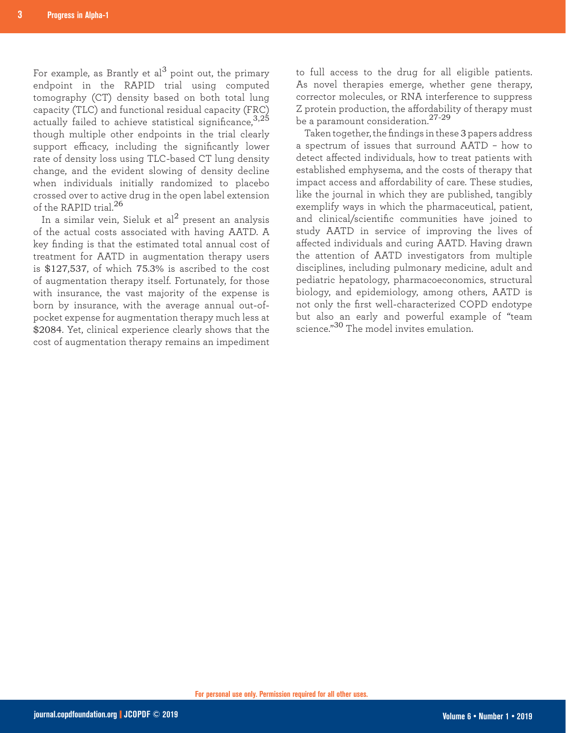For example, as Brantly et al[3] point out, the primary endpoint in the RAPID trial using computed tomography (CT) density based on both total lung capacity (TLC) and functional residual capacity (FRC) actually failed to achieve statistical significance,[3,25] though multiple other endpoints in the trial clearly support efficacy, including the significantly lower rate of density loss using TLC-based CT lung density change, and the evident slowing of density decline when individuals initially randomized to placebo crossed over to active drug in the open label extension of the RAPID trial.[26]

In a similar vein, Sieluk et al[2] present an analysis of the actual costs associated with having AATD. A key finding is that the estimated total annual cost of treatment for AATD in augmentation therapy users is $127,537, of which 75.3% is ascribed to the cost of augmentation therapy itself. Fortunately, for those with insurance, the vast majority of the expense is born by insurance, with the average annual out-of-pocket expense for augmentation therapy much less at $2084. Yet, clinical experience clearly shows that the cost of augmentation therapy remains an impediment to full access to the drug for all eligible patients. As novel therapies emerge, whether gene therapy, corrector molecules, or RNA interference to suppress Z protein production, the affordability of therapy must be a paramount consideration.[27-29]

Taken together, the findings in these 3 papers address a spectrum of issues that surround AATD – how to detect affected individuals, how to treat patients with established emphysema, and the costs of therapy that impact access and affordability of care. These studies, like the journal in which they are published, tangibly exemplify ways in which the pharmaceutical, patient, and clinical/scientific communities have joined to study AATD in service of improving the lives of affected individuals and curing AATD. Having drawn the attention of AATD investigators from multiple disciplines, including pulmonary medicine, adult and pediatric hepatology, pharmacoeconomics, structural biology, and epidemiology, among others, AATD is not only the first well-characterized COPD endotype but also an early and powerful example of "team science."[30] The model invites emulation.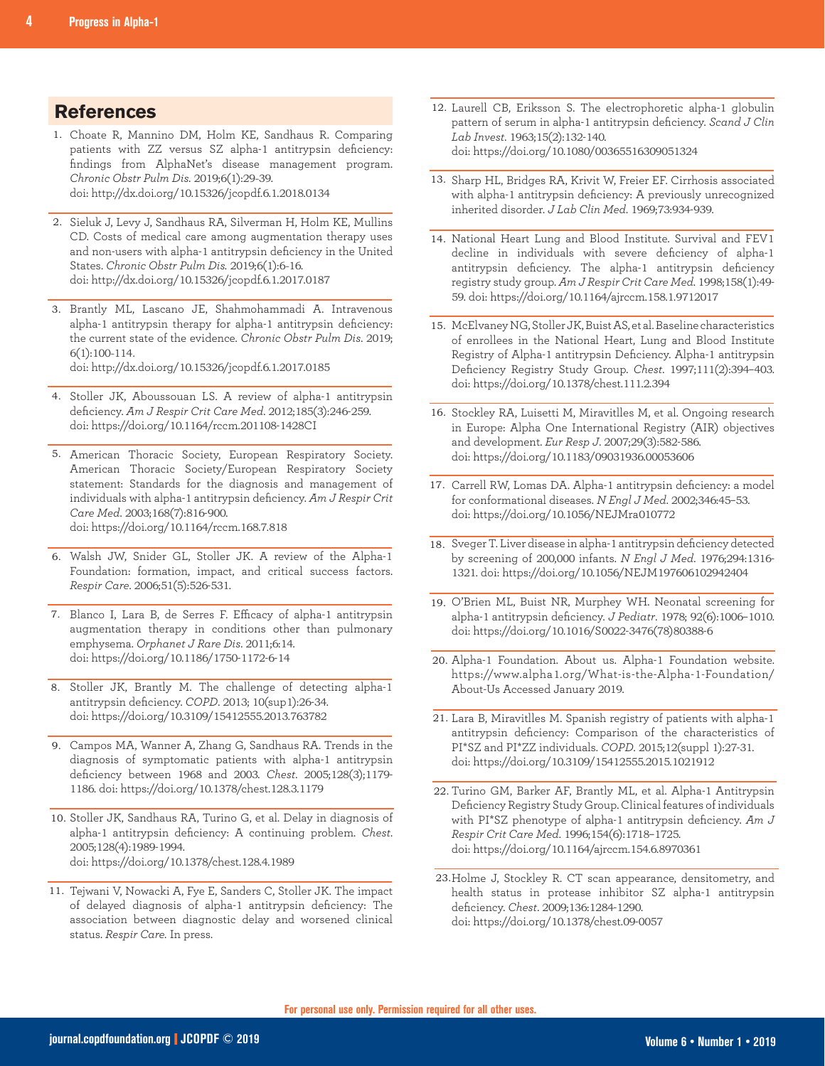## References

1. Choate R, Mannino DM, Holm KE, Sandhaus R. Comparing patients with ZZ versus SZ alpha-1 antitrypsin deficiency: findings from AlphaNet's disease management program. *Chronic Obstr Pulm Dis.* 2019;6(1):29-39. doi: http://dx.doi.org/10.15326/jcopdf.6.1.2018.0134

2. Sieluk J, Levy J, Sandhaus RA, Silverman H, Holm KE, Mullins CD. Costs of medical care among augmentation therapy uses and non-users with alpha-1 antitrypsin deficiency in the United States. *Chronic Obstr Pulm Dis.* 2019;6(1):6-16. doi: http://dx.doi.org/10.15326/jcopdf.6.1.2017.0187

3. Brantly ML, Lascano JE, Shahmohammadi A. Intravenous alpha-1 antitrypsin therapy for alpha-1 antitrypsin deficiency: the current state of the evidence. *Chronic Obstr Pulm Dis.* 2019; 6(1):100-114. doi: http://dx.doi.org/10.15326/jcopdf.6.1.2017.0185

4. Stoller JK, Aboussouan LS. A review of alpha-1 antitrypsin deficiency. *Am J Respir Crit Care Med.* 2012;185(3):246-259. doi: https://doi.org/10.1164/rccm.201108-1428CI

5. American Thoracic Society, European Respiratory Society. American Thoracic Society/European Respiratory Society statement: Standards for the diagnosis and management of individuals with alpha-1 antitrypsin deficiency. *Am J Respir Crit Care Med.* 2003;168(7):816-900. doi: https://doi.org/10.1164/rccm.168.7.818

6. Walsh JW, Snider GL, Stoller JK. A review of the Alpha-1 Foundation: formation, impact, and critical success factors. *Respir Care.* 2006;51(5):526-531.

7. Blanco I, Lara B, de Serres F. Efficacy of alpha-1 antitrypsin augmentation therapy in conditions other than pulmonary emphysema. *Orphanet J Rare Dis.* 2011;6:14. doi: https://doi.org/10.1186/1750-1172-6-14

8. Stoller JK, Brantly M. The challenge of detecting alpha-1 antitrypsin deficiency. *COPD.* 2013; 10(sup1):26-34. doi: https://doi.org/10.3109/15412555.2013.763782

9. Campos MA, Wanner A, Zhang G, Sandhaus RA. Trends in the diagnosis of symptomatic patients with alpha-1 antitrypsin deficiency between 1968 and 2003. *Chest.* 2005;128(3);1179-1186. doi: https://doi.org/10.1378/chest.128.3.1179

10. Stoller JK, Sandhaus RA, Turino G, et al. Delay in diagnosis of alpha-1 antitrypsin deficiency: A continuing problem. *Chest.* 2005;128(4):1989-1994. doi: https://doi.org/10.1378/chest.128.4.1989

11. Tejwani V, Nowacki A, Fye E, Sanders C, Stoller JK. The impact of delayed diagnosis of alpha-1 antitrypsin deficiency: The association between diagnostic delay and worsened clinical status. *Respir Care.* In press.

12. Laurell CB, Eriksson S. The electrophoretic alpha-1 globulin pattern of serum in alpha-1 antitrypsin deficiency. *Scand J Clin Lab Invest.* 1963;15(2):132-140. doi: https://doi.org/10.1080/00365516309051324

13. Sharp HL, Bridges RA, Krivit W, Freier EF. Cirrhosis associated with alpha-1 antitrypsin deficiency: A previously unrecognized inherited disorder. *J Lab Clin Med.* 1969;73:934-939.

14. National Heart Lung and Blood Institute. Survival and FEV1 decline in individuals with severe deficiency of alpha-1 antitrypsin deficiency. The alpha-1 antitrypsin deficiency registry study group. *Am J Respir Crit Care Med.* 1998;158(1):49-59. doi: https://doi.org/10.1164/ajrccm.158.1.9712017

15. McElvaney NG, Stoller JK, Buist AS, et al. Baseline characteristics of enrollees in the National Heart, Lung and Blood Institute Registry of Alpha-1 antitrypsin Deficiency. Alpha-1 antitrypsin Deficiency Registry Study Group. *Chest.* 1997;111(2):394–403. doi: https://doi.org/10.1378/chest.111.2.394

16. Stockley RA, Luisetti M, Miravitlles M, et al. Ongoing research in Europe: Alpha One International Registry (AIR) objectives and development. *Eur Resp J.* 2007;29(3):582-586. doi: https://doi.org/10.1183/09031936.00053606

17. Carrell RW, Lomas DA. Alpha-1 antitrypsin deficiency: a model for conformational diseases. *N Engl J Med.* 2002;346:45–53. doi: https://doi.org/10.1056/NEJMra010772

18. Sveger T. Liver disease in alpha-1 antitrypsin deficiency detected by screening of 200,000 infants. *N Engl J Med.* 1976;294:1316-1321. doi: https://doi.org/10.1056/NEJM197606102942404

19. O'Brien ML, Buist NR, Murphey WH. Neonatal screening for alpha-1 antitrypsin deficiency. *J Pediatr.* 1978; 92(6):1006–1010. doi: https://doi.org/10.1016/S0022-3476(78)80388-6

20. Alpha-1 Foundation. About us. Alpha-1 Foundation website. https://www.alpha1.org/What-is-the-Alpha-1-Foundation/About-Us Accessed January 2019.

21. Lara B, Miravitlles M. Spanish registry of patients with alpha-1 antitrypsin deficiency: Comparison of the characteristics of PI*SZ and PI*ZZ individuals. *COPD.* 2015;12(suppl 1):27-31. doi: https://doi.org/10.3109/15412555.2015.1021912

22. Turino GM, Barker AF, Brantly ML, et al. Alpha-1 Antitrypsin Deficiency Registry Study Group. Clinical features of individuals with PI*SZ phenotype of alpha-1 antitrypsin deficiency. *Am J Respir Crit Care Med.* 1996;154(6):1718–1725. doi: https://doi.org/10.1164/ajrccm.154.6.8970361

23. Holme J, Stockley R. CT scan appearance, densitometry, and health status in protease inhibitor SZ alpha-1 antitrypsin deficiency. *Chest.* 2009;136:1284-1290. doi: https://doi.org/10.1378/chest.09-0057

For personal use only. Permission required for all other uses.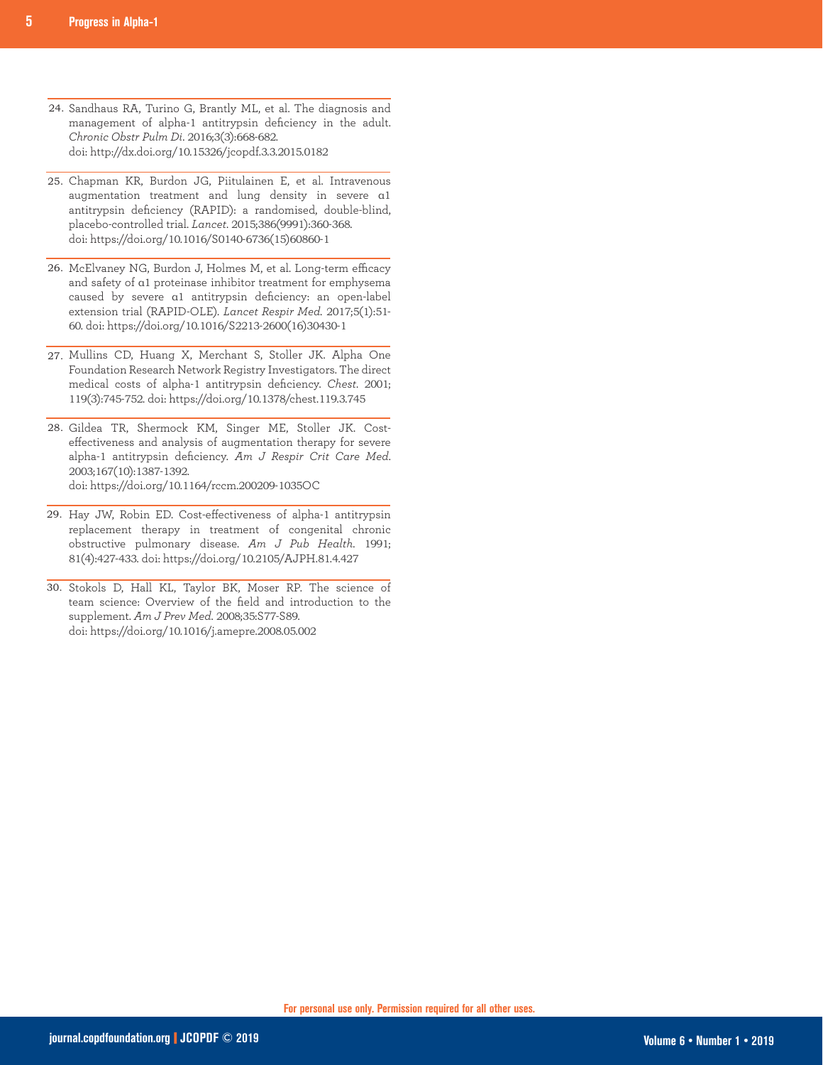24. Sandhaus RA, Turino G, Brantly ML, et al. The diagnosis and management of alpha-1 antitrypsin deficiency in the adult. *Chronic Obstr Pulm Di*. 2016;3(3):668-682. doi: http://dx.doi.org/10.15326/jcopdf.3.3.2015.0182

25. Chapman KR, Burdon JG, Piitulainen E, et al. Intravenous augmentation treatment and lung density in severe α1 antitrypsin deficiency (RAPID): a randomised, double-blind, placebo-controlled trial. *Lancet*. 2015;386(9991):360-368. doi: https://doi.org/10.1016/S0140-6736(15)60860-1

26. McElvaney NG, Burdon J, Holmes M, et al. Long-term efficacy and safety of α1 proteinase inhibitor treatment for emphysema caused by severe α1 antitrypsin deficiency: an open-label extension trial (RAPID-OLE). *Lancet Respir Med*. 2017;5(1):51-60. doi: https://doi.org/10.1016/S2213-2600(16)30430-1

27. Mullins CD, Huang X, Merchant S, Stoller JK. Alpha One Foundation Research Network Registry Investigators. The direct medical costs of alpha-1 antitrypsin deficiency. *Chest*. 2001; 119(3):745-752. doi: https://doi.org/10.1378/chest.119.3.745

28. Gildea TR, Shermock KM, Singer ME, Stoller JK. Cost-effectiveness and analysis of augmentation therapy for severe alpha-1 antitrypsin deficiency. *Am J Respir Crit Care Med*. 2003;167(10):1387-1392. doi: https://doi.org/10.1164/rccm.200209-1035OC

29. Hay JW, Robin ED. Cost-effectiveness of alpha-1 antitrypsin replacement therapy in treatment of congenital chronic obstructive pulmonary disease. *Am J Pub Health*. 1991; 81(4):427-433. doi: https://doi.org/10.2105/AJPH.81.4.427

30. Stokols D, Hall KL, Taylor BK, Moser RP. The science of team science: Overview of the field and introduction to the supplement. *Am J Prev Med*. 2008;35:S77-S89. doi: https://doi.org/10.1016/j.amepre.2008.05.002

For personal use only. Permission required for all other uses.